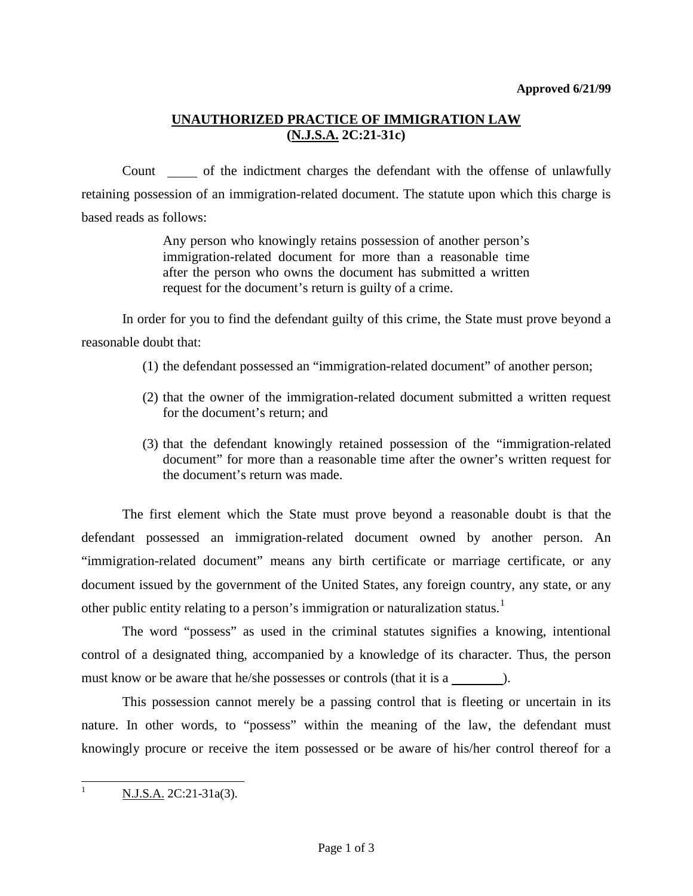**Approved 6/21/99**

## UNAUTHORIZED PRACTICE OF IMMIGRATION LAW (N.J.S.A. 2C:21-31c)

Count _____ of the indictment charges the defendant with the offense of unlawfully retaining possession of an immigration-related document. The statute upon which this charge is based reads as follows:

> Any person who knowingly retains possession of another person's immigration-related document for more than a reasonable time after the person who owns the document has submitted a written request for the document's return is guilty of a crime.

In order for you to find the defendant guilty of this crime, the State must prove beyond a reasonable doubt that:

(1) the defendant possessed an "immigration-related document" of another person;

(2) that the owner of the immigration-related document submitted a written request for the document's return; and

(3) that the defendant knowingly retained possession of the "immigration-related document" for more than a reasonable time after the owner's written request for the document's return was made.

The first element which the State must prove beyond a reasonable doubt is that the defendant possessed an immigration-related document owned by another person. An "immigration-related document" means any birth certificate or marriage certificate, or any document issued by the government of the United States, any foreign country, any state, or any other public entity relating to a person's immigration or naturalization status.[1]

The word "possess" as used in the criminal statutes signifies a knowing, intentional control of a designated thing, accompanied by a knowledge of its character. Thus, the person must know or be aware that he/she possesses or controls (that it is a ________).

This possession cannot merely be a passing control that is fleeting or uncertain in its nature. In other words, to "possess" within the meaning of the law, the defendant must knowingly procure or receive the item possessed or be aware of his/her control thereof for a

---

[1] N.J.S.A. 2C:21-31a(3).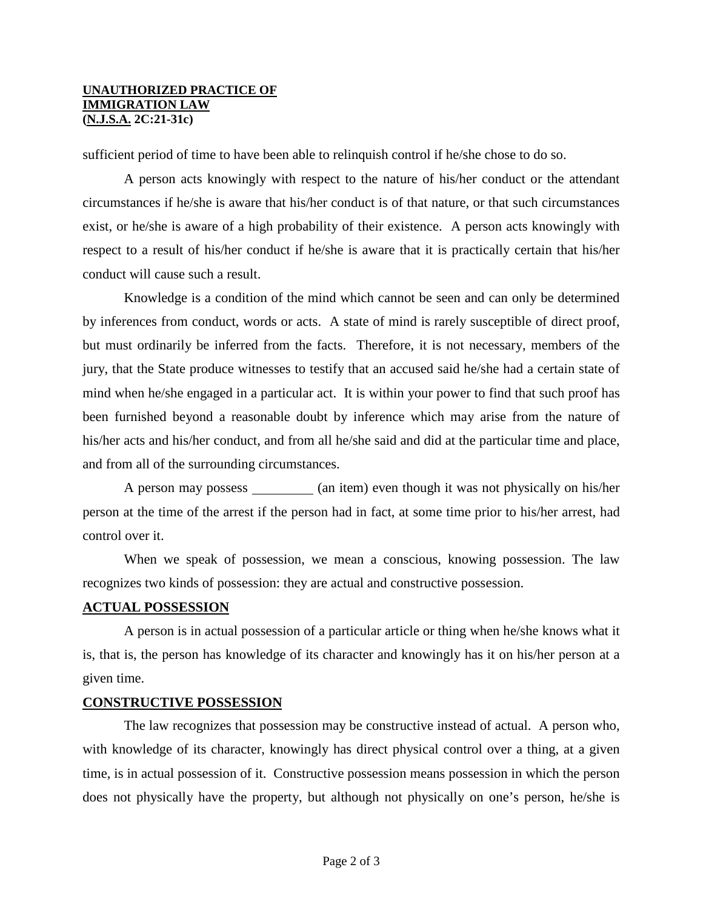sufficient period of time to have been able to relinquish control if he/she chose to do so.

A person acts knowingly with respect to the nature of his/her conduct or the attendant circumstances if he/she is aware that his/her conduct is of that nature, or that such circumstances exist, or he/she is aware of a high probability of their existence. A person acts knowingly with respect to a result of his/her conduct if he/she is aware that it is practically certain that his/her conduct will cause such a result.

Knowledge is a condition of the mind which cannot be seen and can only be determined by inferences from conduct, words or acts. A state of mind is rarely susceptible of direct proof, but must ordinarily be inferred from the facts. Therefore, it is not necessary, members of the jury, that the State produce witnesses to testify that an accused said he/she had a certain state of mind when he/she engaged in a particular act. It is within your power to find that such proof has been furnished beyond a reasonable doubt by inference which may arise from the nature of his/her acts and his/her conduct, and from all he/she said and did at the particular time and place, and from all of the surrounding circumstances.

A person may possess _________ (an item) even though it was not physically on his/her person at the time of the arrest if the person had in fact, at some time prior to his/her arrest, had control over it.

When we speak of possession, we mean a conscious, knowing possession. The law recognizes two kinds of possession: they are actual and constructive possession.

**ACTUAL POSSESSION**

A person is in actual possession of a particular article or thing when he/she knows what it is, that is, the person has knowledge of its character and knowingly has it on his/her person at a given time.

**CONSTRUCTIVE POSSESSION**

The law recognizes that possession may be constructive instead of actual. A person who, with knowledge of its character, knowingly has direct physical control over a thing, at a given time, is in actual possession of it. Constructive possession means possession in which the person does not physically have the property, but although not physically on one's person, he/she is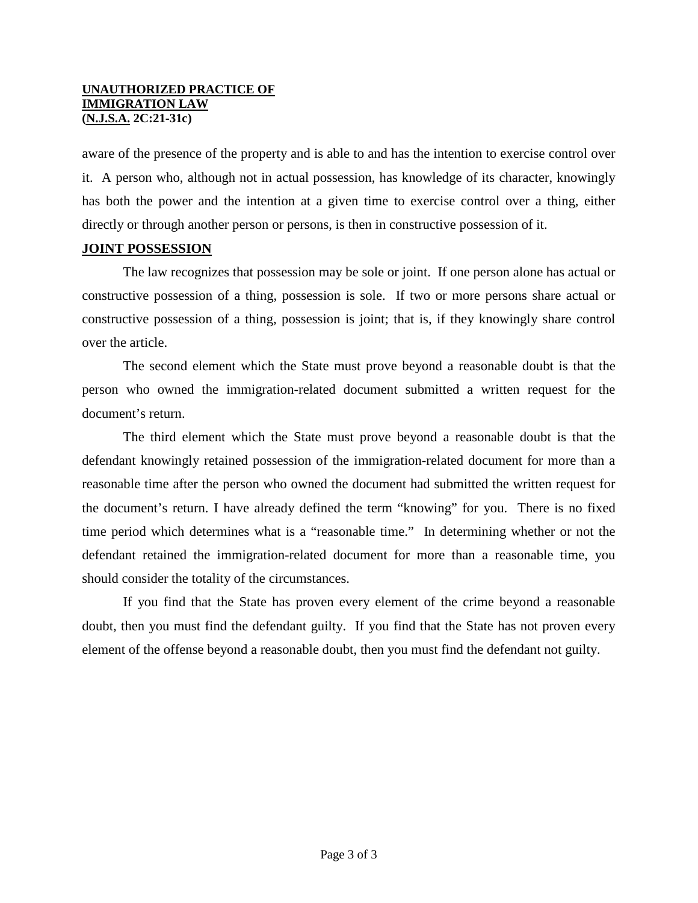aware of the presence of the property and is able to and has the intention to exercise control over it. A person who, although not in actual possession, has knowledge of its character, knowingly has both the power and the intention at a given time to exercise control over a thing, either directly or through another person or persons, is then in constructive possession of it.

**JOINT POSSESSION**

The law recognizes that possession may be sole or joint. If one person alone has actual or constructive possession of a thing, possession is sole. If two or more persons share actual or constructive possession of a thing, possession is joint; that is, if they knowingly share control over the article.

The second element which the State must prove beyond a reasonable doubt is that the person who owned the immigration-related document submitted a written request for the document's return.

The third element which the State must prove beyond a reasonable doubt is that the defendant knowingly retained possession of the immigration-related document for more than a reasonable time after the person who owned the document had submitted the written request for the document's return. I have already defined the term "knowing" for you. There is no fixed time period which determines what is a "reasonable time." In determining whether or not the defendant retained the immigration-related document for more than a reasonable time, you should consider the totality of the circumstances.

If you find that the State has proven every element of the crime beyond a reasonable doubt, then you must find the defendant guilty. If you find that the State has not proven every element of the offense beyond a reasonable doubt, then you must find the defendant not guilty.